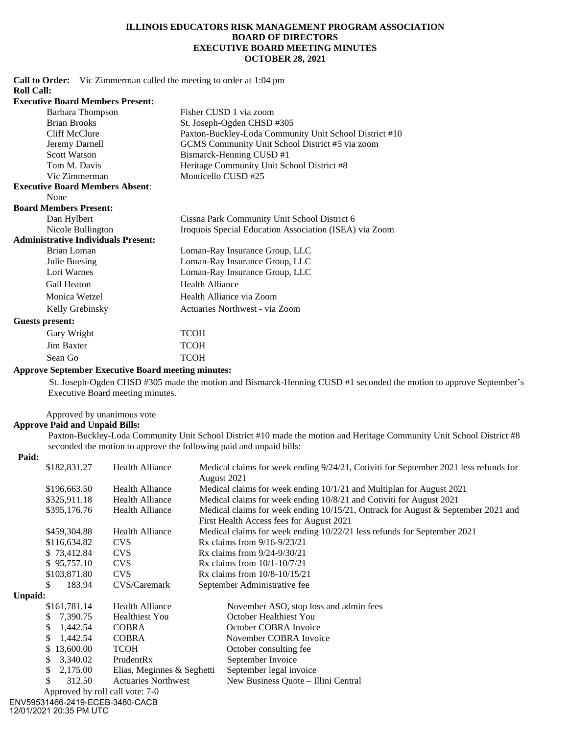# ILLINOIS EDUCATORS RISK MANAGEMENT PROGRAM ASSOCIATION
## BOARD OF DIRECTORS
## EXECUTIVE BOARD MEETING MINUTES
## OCTOBER 28, 2021

**Call to Order:** Vic Zimmerman called the meeting to order at 1:04 pm

**Roll Call:**

**Executive Board Members Present:**

| | |
|---|---|
| Barbara Thompson | Fisher CUSD 1 via zoom |
| Brian Brooks | St. Joseph-Ogden CHSD #305 |
| Cliff McClure | Paxton-Buckley-Loda Community Unit School District #10 |
| Jeremy Darnell | GCMS Community Unit School District #5 via zoom |
| Scott Watson | Bismarck-Henning CUSD #1 |
| Tom M. Davis | Heritage Community Unit School District #8 |
| Vic Zimmerman | Monticello CUSD #25 |

**Executive Board Members Absent**:

None

**Board Members Present:**

| | |
|---|---|
| Dan Hylbert | Cissna Park Community Unit School District 6 |
| Nicole Bullington | Iroquois Special Education Association (ISEA) via Zoom |

**Administrative Individuals Present:**

| | |
|---|---|
| Brian Loman | Loman-Ray Insurance Group, LLC |
| Julie Buesing | Loman-Ray Insurance Group, LLC |
| Lori Warnes | Loman-Ray Insurance Group, LLC |
| Gail Heaton | Health Alliance |
| Monica Wetzel | Health Alliance via Zoom |
| Kelly Grebinsky | Actuaries Northwest - via Zoom |

**Guests present:**

| | |
|---|---|
| Gary Wright | TCOH |
| Jim Baxter | TCOH |
| Sean Go | TCOH |

**Approve September Executive Board meeting minutes:**

St. Joseph-Ogden CHSD #305 made the motion and Bismarck-Henning CUSD #1 seconded the motion to approve September's Executive Board meeting minutes.

Approved by unanimous vote

**Approve Paid and Unpaid Bills:**

Paxton-Buckley-Loda Community Unit School District #10 made the motion and Heritage Community Unit School District #8 seconded the motion to approve the following paid and unpaid bills:

**Paid:**

| | | |
|---|---|---|
| $182,831.27 | Health Alliance | Medical claims for week ending 9/24/21, Cotiviti for September 2021 less refunds for August 2021 |
| $196,663.50 | Health Alliance | Medical claims for week ending 10/1/21 and Multiplan for August 2021 |
| $325,911.18 | Health Alliance | Medical claims for week ending 10/8/21 and Cotiviti for August 2021 |
| $395,176.76 | Health Alliance | Medical claims for week ending 10/15/21, Ontrack for August & September 2021 and First Health Access fees for August 2021 |
| $459,304.88 | Health Alliance | Medical claims for week ending 10/22/21 less refunds for September 2021 |
| $116,634.82 | CVS | Rx claims from 9/16-9/23/21 |
| $ 73,412.84 | CVS | Rx claims from 9/24-9/30/21 |
| $ 95,757.10 | CVS | Rx claims from 10/1-10/7/21 |
| $103,871.80 | CVS | Rx claims from 10/8-10/15/21 |
| $ 183.94 | CVS/Caremark | September Administrative fee |

**Unpaid:**

| | | |
|---|---|---|
| $161,781.14 | Health Alliance | November ASO, stop loss and admin fees |
| $ 7,390.75 | Healthiest You | October Healthiest You |
| $ 1,442.54 | COBRA | October COBRA Invoice |
| $ 1,442.54 | COBRA | November COBRA Invoice |
| $ 13,600.00 | TCOH | October consulting fee |
| $ 3,340.02 | PrudentRx | September Invoice |
| $ 2,175.00 | Elias, Meginnes & Seghetti | September legal invoice |
| $ 312.50 | Actuaries Northwest | New Business Quote – Illini Central |

Approved by roll call vote: 7-0

ENV59531466-2419-ECEB-3480-CACB
12/01/2021 20:35 PM UTC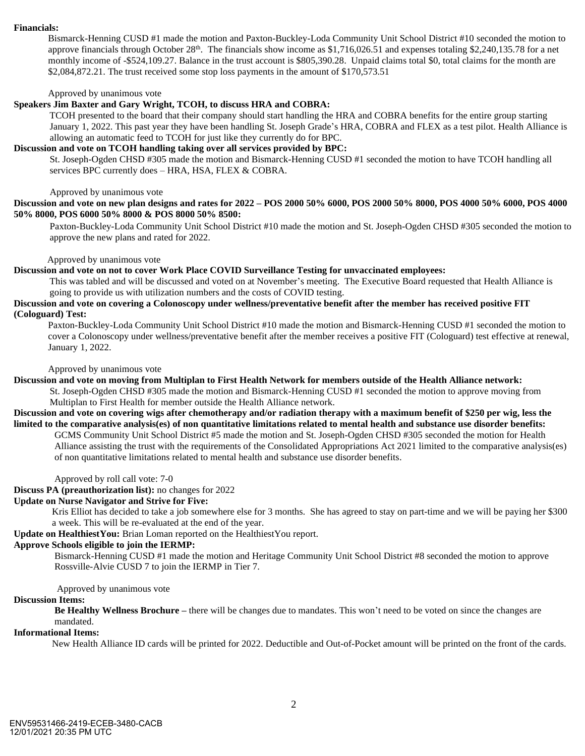**Financials:**

Bismarck-Henning CUSD #1 made the motion and Paxton-Buckley-Loda Community Unit School District #10 seconded the motion to approve financials through October 28th. The financials show income as $1,716,026.51 and expenses totaling $2,240,135.78 for a net monthly income of -$524,109.27. Balance in the trust account is $805,390.28. Unpaid claims total $0, total claims for the month are $2,084,872.21. The trust received some stop loss payments in the amount of $170,573.51

Approved by unanimous vote

**Speakers Jim Baxter and Gary Wright, TCOH, to discuss HRA and COBRA:**

TCOH presented to the board that their company should start handling the HRA and COBRA benefits for the entire group starting January 1, 2022. This past year they have been handling St. Joseph Grade's HRA, COBRA and FLEX as a test pilot. Health Alliance is allowing an automatic feed to TCOH for just like they currently do for BPC.

**Discussion and vote on TCOH handling taking over all services provided by BPC:**

St. Joseph-Ogden CHSD #305 made the motion and Bismarck-Henning CUSD #1 seconded the motion to have TCOH handling all services BPC currently does – HRA, HSA, FLEX & COBRA.

Approved by unanimous vote

**Discussion and vote on new plan designs and rates for 2022 – POS 2000 50% 6000, POS 2000 50% 8000, POS 4000 50% 6000, POS 4000 50% 8000, POS 6000 50% 8000 & POS 8000 50% 8500:**

Paxton-Buckley-Loda Community Unit School District #10 made the motion and St. Joseph-Ogden CHSD #305 seconded the motion to approve the new plans and rated for 2022.

Approved by unanimous vote

**Discussion and vote on not to cover Work Place COVID Surveillance Testing for unvaccinated employees:**

This was tabled and will be discussed and voted on at November's meeting. The Executive Board requested that Health Alliance is going to provide us with utilization numbers and the costs of COVID testing.

**Discussion and vote on covering a Colonoscopy under wellness/preventative benefit after the member has received positive FIT (Cologuard) Test:**

Paxton-Buckley-Loda Community Unit School District #10 made the motion and Bismarck-Henning CUSD #1 seconded the motion to cover a Colonoscopy under wellness/preventative benefit after the member receives a positive FIT (Cologuard) test effective at renewal, January 1, 2022.

Approved by unanimous vote

**Discussion and vote on moving from Multiplan to First Health Network for members outside of the Health Alliance network:**

St. Joseph-Ogden CHSD #305 made the motion and Bismarck-Henning CUSD #1 seconded the motion to approve moving from Multiplan to First Health for member outside the Health Alliance network.

**Discussion and vote on covering wigs after chemotherapy and/or radiation therapy with a maximum benefit of $250 per wig, less the limited to the comparative analysis(es) of non quantitative limitations related to mental health and substance use disorder benefits:**

GCMS Community Unit School District #5 made the motion and St. Joseph-Ogden CHSD #305 seconded the motion for Health Alliance assisting the trust with the requirements of the Consolidated Appropriations Act 2021 limited to the comparative analysis(es) of non quantitative limitations related to mental health and substance use disorder benefits.

Approved by roll call vote: 7-0

**Discuss PA (preauthorization list):** no changes for 2022

**Update on Nurse Navigator and Strive for Five:**

Kris Elliot has decided to take a job somewhere else for 3 months. She has agreed to stay on part-time and we will be paying her $300 a week. This will be re-evaluated at the end of the year.

**Update on HealthiestYou:** Brian Loman reported on the HealthiestYou report.

**Approve Schools eligible to join the IERMP:**

Bismarck-Henning CUSD #1 made the motion and Heritage Community Unit School District #8 seconded the motion to approve Rossville-Alvie CUSD 7 to join the IERMP in Tier 7.

Approved by unanimous vote

**Discussion Items:**

**Be Healthy Wellness Brochure –** there will be changes due to mandates. This won't need to be voted on since the changes are mandated.

**Informational Items:**

New Health Alliance ID cards will be printed for 2022. Deductible and Out-of-Pocket amount will be printed on the front of the cards.

ENV59531466-2419-ECEB-3480-CACB
12/01/2021 20:35 PM UTC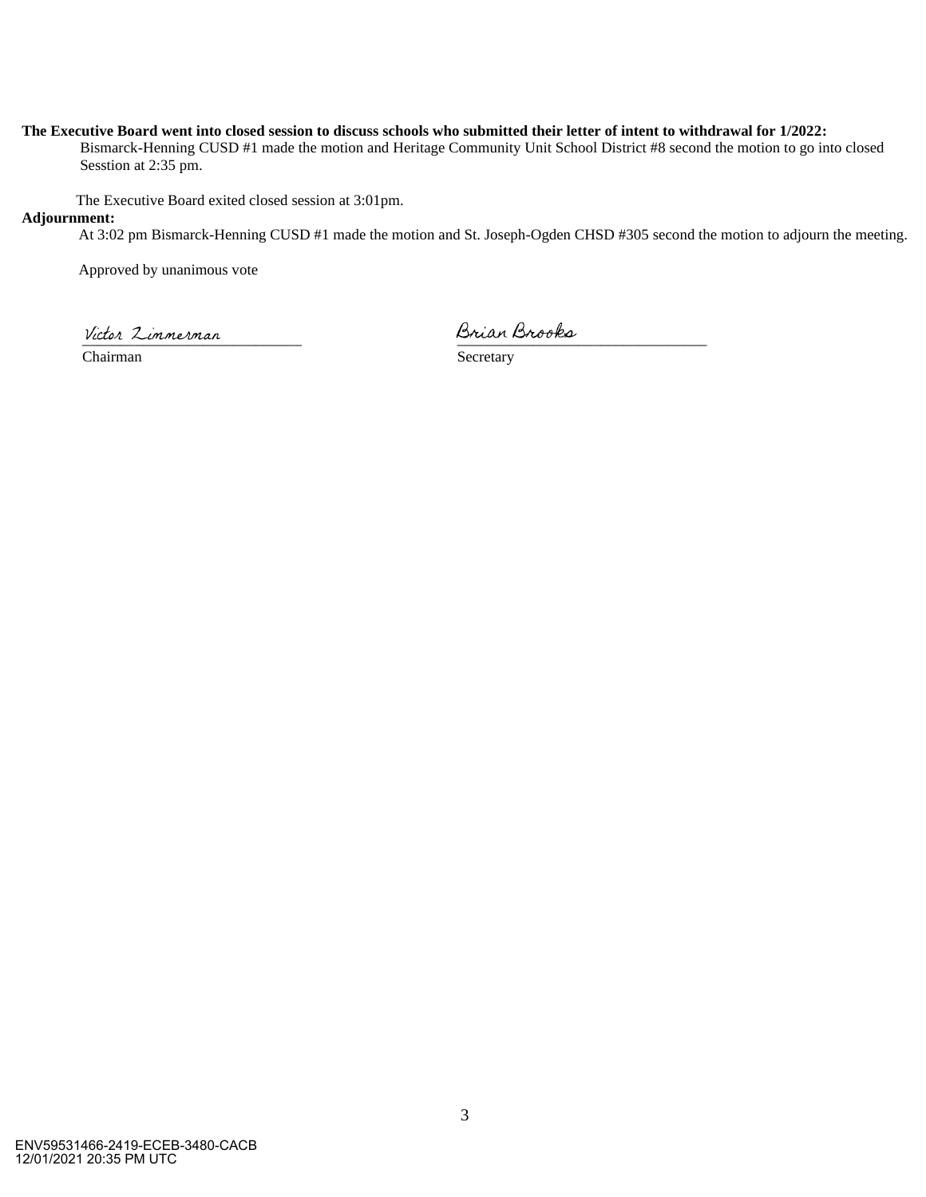**The Executive Board went into closed session to discuss schools who submitted their letter of intent to withdrawal for 1/2022:**

Bismarck-Henning CUSD #1 made the motion and Heritage Community Unit School District #8 second the motion to go into closed Sesstion at 2:35 pm.

The Executive Board exited closed session at 3:01pm.

**Adjournment:**

At 3:02 pm Bismarck-Henning CUSD #1 made the motion and St. Joseph-Ogden CHSD #305 second the motion to adjourn the meeting.

Approved by unanimous vote

Victor Zimmerman
Chairman

Brian Brooks
Secretary

ENV59531466-2419-ECEB-3480-CACB
12/01/2021 20:35 PM UTC